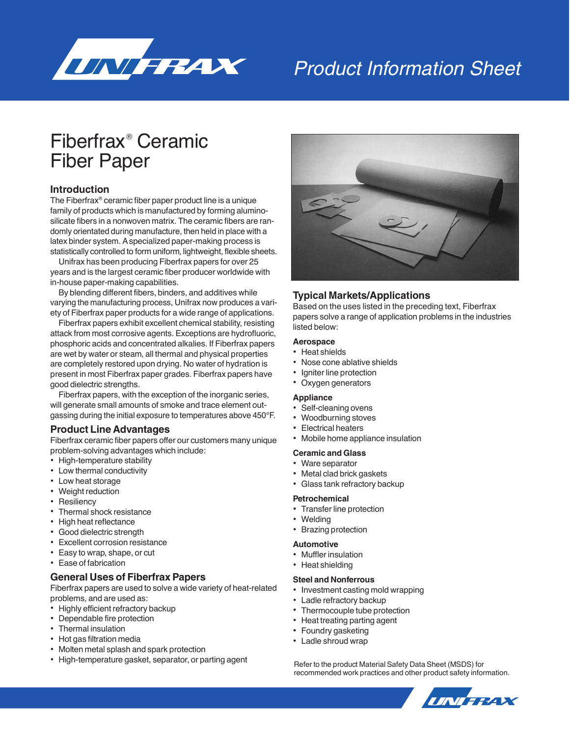# Product Information Sheet

# Fiberfrax® Ceramic Fiber Paper

## Introduction

The Fiberfrax® ceramic fiber paper product line is a unique family of products which is manufactured by forming alumino-silicate fibers in a nonwoven matrix. The ceramic fibers are randomly orientated during manufacture, then held in place with a latex binder system. A specialized paper-making process is statistically controlled to form uniform, lightweight, flexible sheets.

Unifrax has been producing Fiberfrax papers for over 25 years and is the largest ceramic fiber producer worldwide with in-house paper-making capabilities.

By blending different fibers, binders, and additives while varying the manufacturing process, Unifrax now produces a variety of Fiberfrax paper products for a wide range of applications.

Fiberfrax papers exhibit excellent chemical stability, resisting attack from most corrosive agents. Exceptions are hydrofluoric, phosphoric acids and concentrated alkalies. If Fiberfrax papers are wet by water or steam, all thermal and physical properties are completely restored upon drying. No water of hydration is present in most Fiberfrax paper grades. Fiberfrax papers have good dielectric strengths.

Fiberfrax papers, with the exception of the inorganic series, will generate small amounts of smoke and trace element outgassing during the initial exposure to temperatures above 450°F.

## Product Line Advantages

Fiberfrax ceramic fiber papers offer our customers many unique problem-solving advantages which include:

- High-temperature stability
- Low thermal conductivity
- Low heat storage
- Weight reduction
- Resiliency
- Thermal shock resistance
- High heat reflectance
- Good dielectric strength
- Excellent corrosion resistance
- Easy to wrap, shape, or cut
- Ease of fabrication

## General Uses of Fiberfrax Papers

Fiberfrax papers are used to solve a wide variety of heat-related problems, and are used as:

- Highly efficient refractory backup
- Dependable fire protection
- Thermal insulation
- Hot gas filtration media
- Molten metal splash and spark protection
- High-temperature gasket, separator, or parting agent

## Typical Markets/Applications

Based on the uses listed in the preceding text, Fiberfrax papers solve a range of application problems in the industries listed below:

### Aerospace

- Heat shields
- Nose cone ablative shields
- Igniter line protection
- Oxygen generators

### Appliance

- Self-cleaning ovens
- Woodburning stoves
- Electrical heaters
- Mobile home appliance insulation

### Ceramic and Glass

- Ware separator
- Metal clad brick gaskets
- Glass tank refractory backup

### Petrochemical

- Transfer line protection
- Welding
- Brazing protection

### Automotive

- Muffler insulation
- Heat shielding

### Steel and Nonferrous

- Investment casting mold wrapping
- Ladle refractory backup
- Thermocouple tube protection
- Heat treating parting agent
- Foundry gasketing
- Ladle shroud wrap

Refer to the product Material Safety Data Sheet (MSDS) for recommended work practices and other product safety information.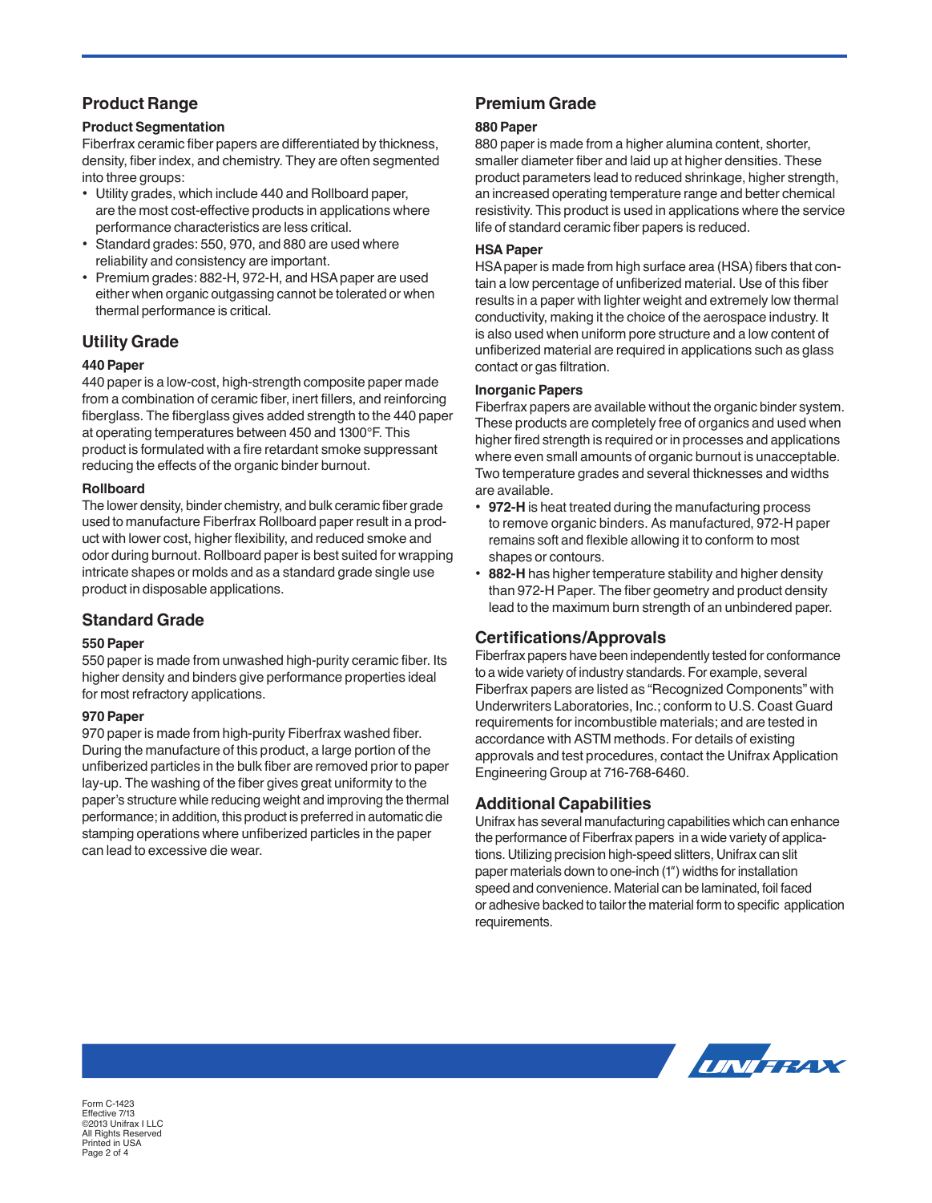## Product Range

### Product Segmentation

Fiberfrax ceramic fiber papers are differentiated by thickness, density, fiber index, and chemistry. They are often segmented into three groups:

- Utility grades, which include 440 and Rollboard paper, are the most cost-effective products in applications where performance characteristics are less critical.
- Standard grades: 550, 970, and 880 are used where reliability and consistency are important.
- Premium grades: 882-H, 972-H, and HSA paper are used either when organic outgassing cannot be tolerated or when thermal performance is critical.

## Utility Grade

### 440 Paper

440 paper is a low-cost, high-strength composite paper made from a combination of ceramic fiber, inert fillers, and reinforcing fiberglass. The fiberglass gives added strength to the 440 paper at operating temperatures between 450 and 1300°F. This product is formulated with a fire retardant smoke suppressant reducing the effects of the organic binder burnout.

### Rollboard

The lower density, binder chemistry, and bulk ceramic fiber grade used to manufacture Fiberfrax Rollboard paper result in a product with lower cost, higher flexibility, and reduced smoke and odor during burnout. Rollboard paper is best suited for wrapping intricate shapes or molds and as a standard grade single use product in disposable applications.

## Standard Grade

### 550 Paper

550 paper is made from unwashed high-purity ceramic fiber. Its higher density and binders give performance properties ideal for most refractory applications.

### 970 Paper

970 paper is made from high-purity Fiberfrax washed fiber. During the manufacture of this product, a large portion of the unfiberized particles in the bulk fiber are removed prior to paper lay-up. The washing of the fiber gives great uniformity to the paper's structure while reducing weight and improving the thermal performance; in addition, this product is preferred in automatic die stamping operations where unfiberized particles in the paper can lead to excessive die wear.

## Premium Grade

### 880 Paper

880 paper is made from a higher alumina content, shorter, smaller diameter fiber and laid up at higher densities. These product parameters lead to reduced shrinkage, higher strength, an increased operating temperature range and better chemical resistivity. This product is used in applications where the service life of standard ceramic fiber papers is reduced.

### HSA Paper

HSA paper is made from high surface area (HSA) fibers that contain a low percentage of unfiberized material. Use of this fiber results in a paper with lighter weight and extremely low thermal conductivity, making it the choice of the aerospace industry. It is also used when uniform pore structure and a low content of unfiberized material are required in applications such as glass contact or gas filtration.

### Inorganic Papers

Fiberfrax papers are available without the organic binder system. These products are completely free of organics and used when higher fired strength is required or in processes and applications where even small amounts of organic burnout is unacceptable. Two temperature grades and several thicknesses and widths are available.

- **972-H** is heat treated during the manufacturing process to remove organic binders. As manufactured, 972-H paper remains soft and flexible allowing it to conform to most shapes or contours.
- **882-H** has higher temperature stability and higher density than 972-H Paper. The fiber geometry and product density lead to the maximum burn strength of an unbindered paper.

## Certifications/Approvals

Fiberfrax papers have been independently tested for conformance to a wide variety of industry standards. For example, several Fiberfrax papers are listed as "Recognized Components" with Underwriters Laboratories, Inc.; conform to U.S. Coast Guard requirements for incombustible materials; and are tested in accordance with ASTM methods. For details of existing approvals and test procedures, contact the Unifrax Application Engineering Group at 716-768-6460.

## Additional Capabilities

Unifrax has several manufacturing capabilities which can enhance the performance of Fiberfrax papers in a wide variety of applications. Utilizing precision high-speed slitters, Unifrax can slit paper materials down to one-inch (1") widths for installation speed and convenience. Material can be laminated, foil faced or adhesive backed to tailor the material form to specific application requirements.

Form C-1423
Effective 7/13
©2013 Unifrax I LLC
All Rights Reserved
Printed in USA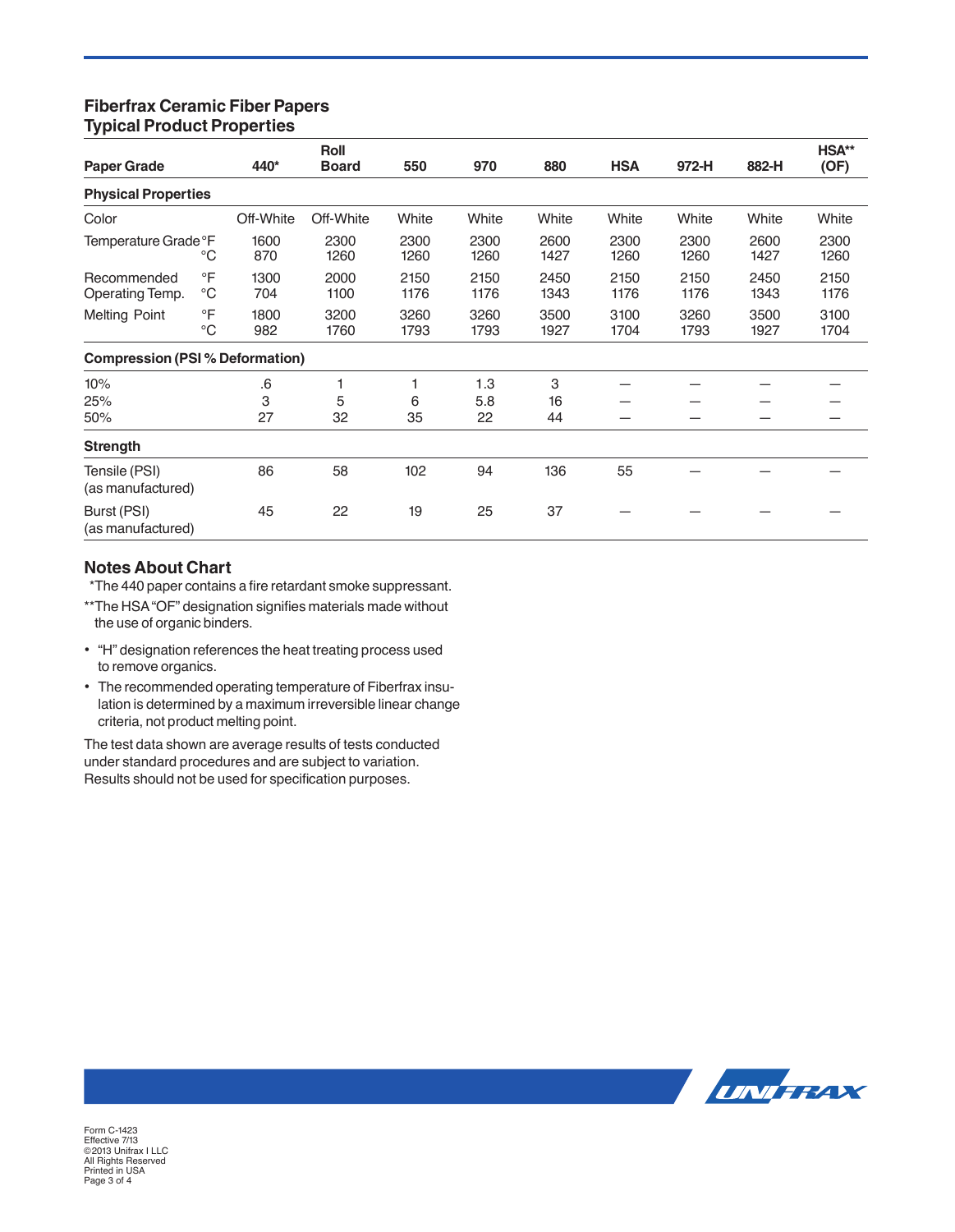## Fiberfrax Ceramic Fiber Papers
## Typical Product Properties

| Paper Grade | | 440* | Roll Board | 550 | 970 | 880 | HSA | 972-H | 882-H | HSA** (OF) |
|---|---|---|---|---|---|---|---|---|---|---|
| **Physical Properties** | | | | | | | | | | |
| Color | | Off-White | Off-White | White | White | White | White | White | White | White |
| Temperature Grade | °F | 1600 | 2300 | 2300 | 2300 | 2600 | 2300 | 2300 | 2600 | 2300 |
| | °C | 870 | 1260 | 1260 | 1260 | 1427 | 1260 | 1260 | 1427 | 1260 |
| Recommended Operating Temp. | °F | 1300 | 2000 | 2150 | 2150 | 2450 | 2150 | 2150 | 2450 | 2150 |
| | °C | 704 | 1100 | 1176 | 1176 | 1343 | 1176 | 1176 | 1343 | 1176 |
| Melting Point | °F | 1800 | 3200 | 3260 | 3260 | 3500 | 3100 | 3260 | 3500 | 3100 |
| | °C | 982 | 1760 | 1793 | 1793 | 1927 | 1704 | 1793 | 1927 | 1704 |
| **Compression (PSI % Deformation)** | | | | | | | | | | |
| 10% | | .6 | 1 | 1 | 1.3 | 3 | — | — | — | — |
| 25% | | 3 | 5 | 6 | 5.8 | 16 | — | — | — | — |
| 50% | | 27 | 32 | 35 | 22 | 44 | — | — | — | — |
| **Strength** | | | | | | | | | | |
| Tensile (PSI) (as manufactured) | | 86 | 58 | 102 | 94 | 136 | 55 | — | — | — |
| Burst (PSI) (as manufactured) | | 45 | 22 | 19 | 25 | 37 | — | — | — | — |

### Notes About Chart

*The 440 paper contains a fire retardant smoke suppressant.

**The HSA "OF" designation signifies materials made without the use of organic binders.

- "H" designation references the heat treating process used to remove organics.
- The recommended operating temperature of Fiberfrax insulation is determined by a maximum irreversible linear change criteria, not product melting point.

The test data shown are average results of tests conducted under standard procedures and are subject to variation. Results should not be used for specification purposes.

Form C-1423
Effective 7/13
©2013 Unifrax I LLC
All Rights Reserved
Printed in USA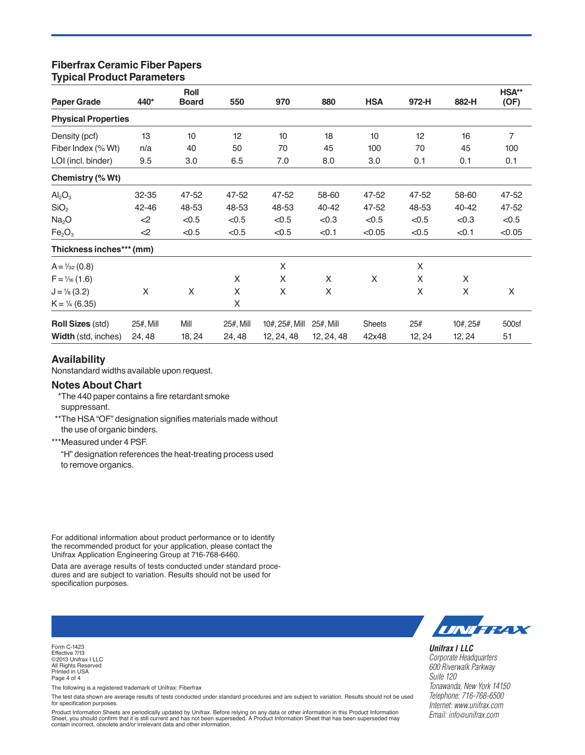## Fiberfrax Ceramic Fiber Papers
## Typical Product Parameters

| Paper Grade | 440* | Roll Board | 550 | 970 | 880 | HSA | 972-H | 882-H | HSA** (OF) |
|---|---|---|---|---|---|---|---|---|---|
| **Physical Properties** | | | | | | | | | |
| Density (pcf) | 13 | 10 | 12 | 10 | 18 | 10 | 12 | 16 | 7 |
| Fiber Index (% Wt) | n/a | 40 | 50 | 70 | 45 | 100 | 70 | 45 | 100 |
| LOI (incl. binder) | 9.5 | 3.0 | 6.5 | 7.0 | 8.0 | 3.0 | 0.1 | 0.1 | 0.1 |
| **Chemistry (% Wt)** | | | | | | | | | |
| $Al_2O_3$ | 32-35 | 47-52 | 47-52 | 47-52 | 58-60 | 47-52 | 47-52 | 58-60 | 47-52 |
| $SiO_2$ | 42-46 | 48-53 | 48-53 | 48-53 | 40-42 | 47-52 | 48-53 | 40-42 | 47-52 |
| $Na_2O$ | <2 | <0.5 | <0.5 | <0.5 | <0.3 | <0.5 | <0.5 | <0.3 | <0.5 |
| $Fe_2O_3$ | <2 | <0.5 | <0.5 | <0.5 | <0.1 | <0.05 | <0.5 | <0.1 | <0.05 |
| **Thickness inches*** (mm)** | | | | | | | | | |
| A = 1/32 (0.8) | | | | X | | | X | | |
| F = 1/16 (1.6) | | | X | X | X | X | X | X | |
| J = 1/8 (3.2) | X | X | X | X | X | | X | X | X |
| K = 1/4 (6.35) | | | X | | | | | | |
| **Roll Sizes** (std) | 25#, Mill | Mill | 25#, Mill | 10#, 25#, Mill | 25#, Mill | Sheets | 25# | 10#, 25# | 500sf |
| **Width** (std, inches) | 24, 48 | 18, 24 | 24, 48 | 12, 24, 48 | 12, 24, 48 | 42x48 | 12, 24 | 12, 24 | 51 |

### Availability

Nonstandard widths available upon request.

### Notes About Chart

*The 440 paper contains a fire retardant smoke suppressant.

**The HSA "OF" designation signifies materials made without the use of organic binders.

***Measured under 4 PSF.

"H" designation references the heat-treating process used to remove organics.

For additional information about product performance or to identify the recommended product for your application, please contact the Unifrax Application Engineering Group at 716-768-6460.

Data are average results of tests conducted under standard procedures and are subject to variation. Results should not be used for specification purposes.

Form C-1423
Effective 7/13
©2013 Unifrax I LLC
All Rights Reserved
Printed in USA

The following is a registered trademark of Unifrax: Fiberfrax

The test data shown are average results of tests conducted under standard procedures and are subject to variation. Results should not be used for specification purposes.

Product Information Sheets are periodically updated by Unifrax. Before relying on any data or other information in this Product Information Sheet, you should confirm that it is still current and has not been superseded. A Product Information Sheet that has been superseded may contain incorrect, obsolete and/or irrelevant data and other information.

UNIFRAX

***Unifrax I LLC***
*Corporate Headquarters*
*600 Riverwalk Parkway*
*Suite 120*
*Tonawanda, New York 14150*
*Telephone: 716-768-6500*
*Internet: www.unifrax.com*
*Email: info@unifrax.com*